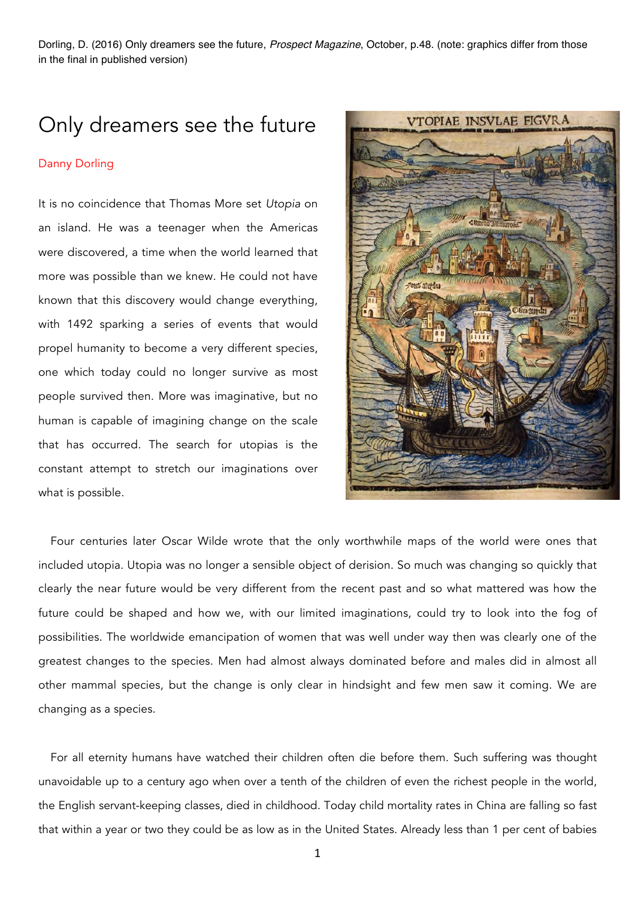Dorling, D. (2016) Only dreamers see the future, *Prospect Magazine*, October, p.48. (note: graphics differ from those in the final in published version)

# Only dreamers see the future

Danny Dorling

It is no coincidence that Thomas More set *Utopia* on an island. He was a teenager when the Americas were discovered, a time when the world learned that more was possible than we knew. He could not have known that this discovery would change everything, with 1492 sparking a series of events that would propel humanity to become a very different species, one which today could no longer survive as most people survived then. More was imaginative, but no human is capable of imagining change on the scale that has occurred. The search for utopias is the constant attempt to stretch our imaginations over what is possible.

Four centuries later Oscar Wilde wrote that the only worthwhile maps of the world were ones that included utopia. Utopia was no longer a sensible object of derision. So much was changing so quickly that clearly the near future would be very different from the recent past and so what mattered was how the future could be shaped and how we, with our limited imaginations, could try to look into the fog of possibilities. The worldwide emancipation of women that was well under way then was clearly one of the greatest changes to the species. Men had almost always dominated before and males did in almost all other mammal species, but the change is only clear in hindsight and few men saw it coming. We are changing as a species.

For all eternity humans have watched their children often die before them. Such suffering was thought unavoidable up to a century ago when over a tenth of the children of even the richest people in the world, the English servant-keeping classes, died in childhood. Today child mortality rates in China are falling so fast that within a year or two they could be as low as in the United States. Already less than 1 per cent of babies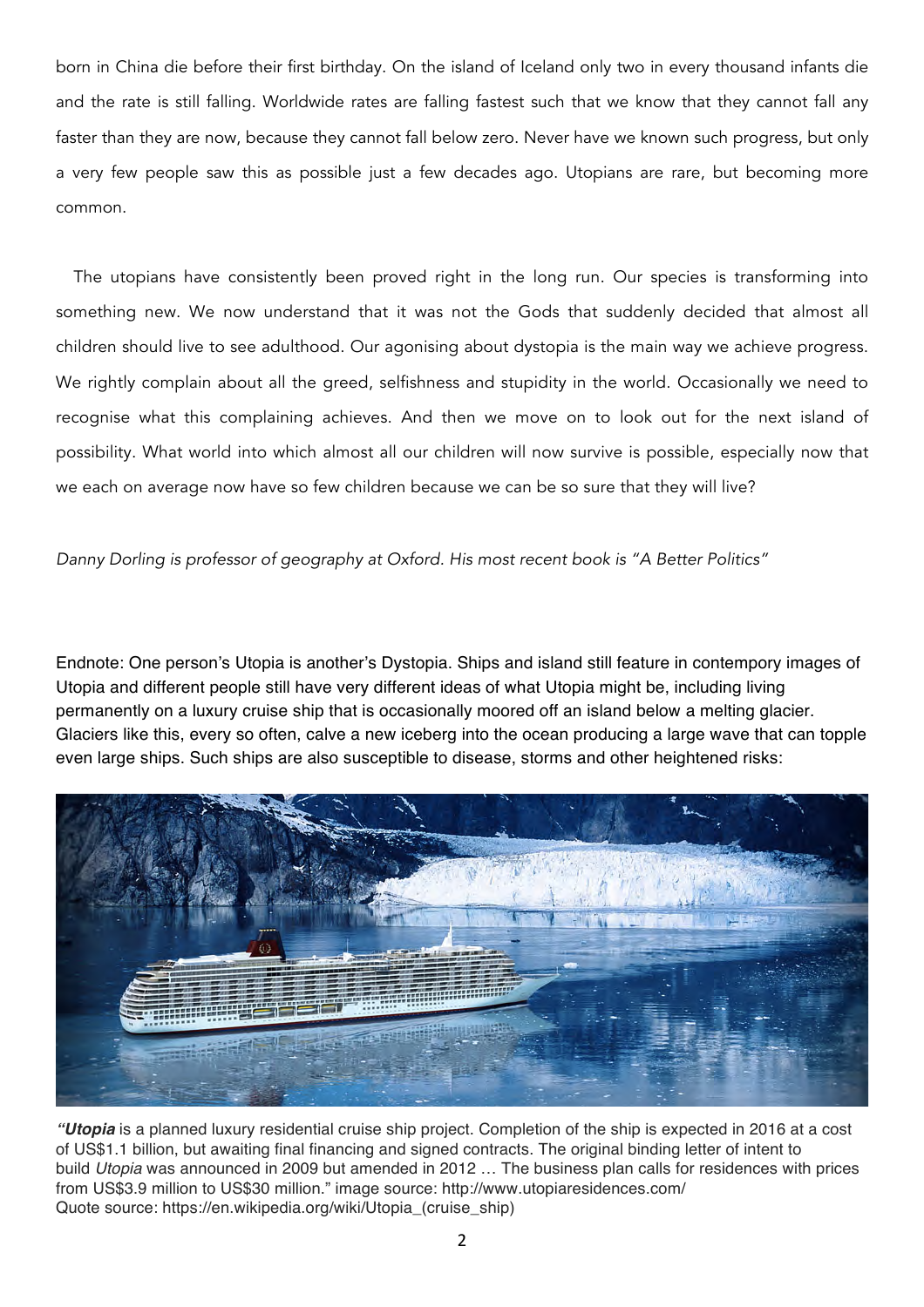born in China die before their first birthday. On the island of Iceland only two in every thousand infants die and the rate is still falling. Worldwide rates are falling fastest such that we know that they cannot fall any faster than they are now, because they cannot fall below zero. Never have we known such progress, but only a very few people saw this as possible just a few decades ago. Utopians are rare, but becoming more common.

The utopians have consistently been proved right in the long run. Our species is transforming into something new. We now understand that it was not the Gods that suddenly decided that almost all children should live to see adulthood. Our agonising about dystopia is the main way we achieve progress. We rightly complain about all the greed, selfishness and stupidity in the world. Occasionally we need to recognise what this complaining achieves. And then we move on to look out for the next island of possibility. What world into which almost all our children will now survive is possible, especially now that we each on average now have so few children because we can be so sure that they will live?

*Danny Dorling is professor of geography at Oxford. His most recent book is "A Better Politics"*

Endnote: One person's Utopia is another's Dystopia. Ships and island still feature in contempory images of Utopia and different people still have very different ideas of what Utopia might be, including living permanently on a luxury cruise ship that is occasionally moored off an island below a melting glacier. Glaciers like this, every so often, calve a new iceberg into the ocean producing a large wave that can topple even large ships. Such ships are also susceptible to disease, storms and other heightened risks:

***"Utopia*** is a planned luxury residential cruise ship project. Completion of the ship is expected in 2016 at a cost of US$1.1 billion, but awaiting final financing and signed contracts. The original binding letter of intent to build *Utopia* was announced in 2009 but amended in 2012 … The business plan calls for residences with prices from US$3.9 million to US$30 million." image source: http://www.utopiaresidences.com/
Quote source: https://en.wikipedia.org/wiki/Utopia_(cruise_ship)